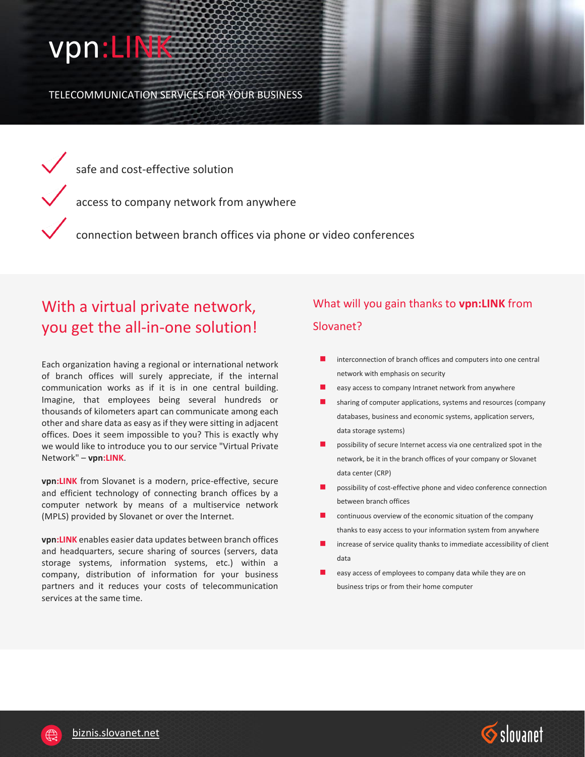# vpn:LINK

TELECOMMUNICATION SERVICES FOR YOUR BUSINESS

- safe and cost-effective solution
- access to company network from anywhere
- connection between branch offices via phone or video conferences

## With a virtual private network, you get the all-in-one solution!

Each organization having a regional or international network of branch offices will surely appreciate, if the internal communication works as if it is in one central building. Imagine, that employees being several hundreds or thousands of kilometers apart can communicate among each other and share data as easy as if they were sitting in adjacent offices. Does it seem impossible to you? This is exactly why we would like to introduce you to our service "Virtual Private Network" – **vpn:LINK**.

**vpn:LINK** from Slovanet is a modern, price-effective, secure and efficient technology of connecting branch offices by a computer network by means of a multiservice network (MPLS) provided by Slovanet or over the Internet.

**vpn:LINK** enables easier data updates between branch offices and headquarters, secure sharing of sources (servers, data storage systems, information systems, etc.) within a company, distribution of information for your business partners and it reduces your costs of telecommunication services at the same time.

## What will you gain thanks to **vpn:LINK** from Slovanet?

- interconnection of branch offices and computers into one central network with emphasis on security
- easy access to company Intranet network from anywhere
- sharing of computer applications, systems and resources (company databases, business and economic systems, application servers, data storage systems)
- possibility of secure Internet access via one centralized spot in the network, be it in the branch offices of your company or Slovanet data center (CRP)
- possibility of cost-effective phone and video conference connection between branch offices
- continuous overview of the economic situation of the company thanks to easy access to your information system from anywhere
- increase of service quality thanks to immediate accessibility of client data
- easy access of employees to company data while they are on business trips or from their home computer

biznis.slovanet.net

slovanet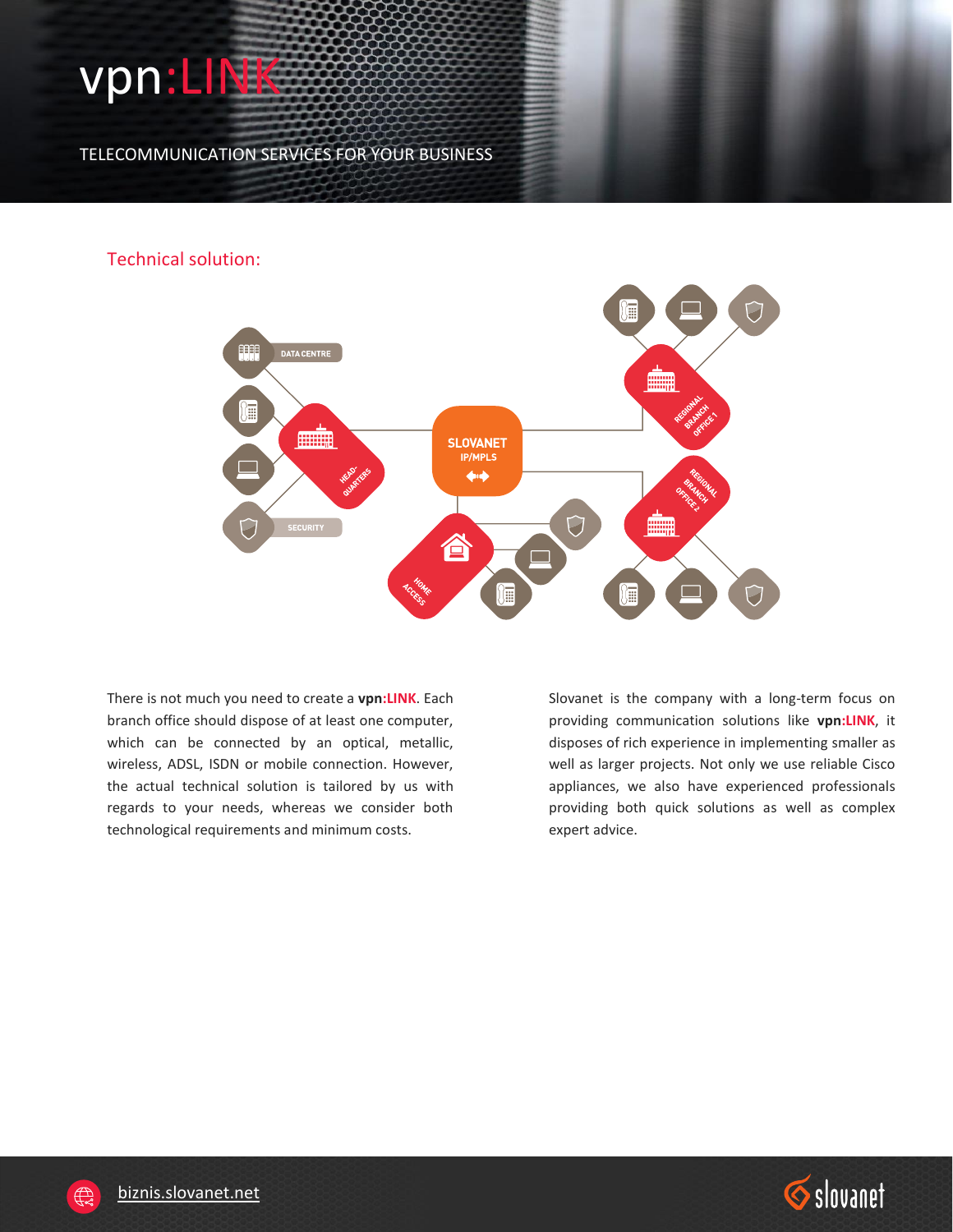# vpn:LINK

TELECOMMUNICATION SERVICES FOR YOUR BUSINESS

## Technical solution:

DATA CENTRE

SECURITY

HEAD-QUARTERS

SLOVANET
IP/MPLS

REGIONAL BRANCH OFFICE 1

REGIONAL BRANCH OFFICE 2

HOME ACCESS

There is not much you need to create a **vpn:LINK**. Each branch office should dispose of at least one computer, which can be connected by an optical, metallic, wireless, ADSL, ISDN or mobile connection. However, the actual technical solution is tailored by us with regards to your needs, whereas we consider both technological requirements and minimum costs.

Slovanet is the company with a long-term focus on providing communication solutions like **vpn:LINK**, it disposes of rich experience in implementing smaller as well as larger projects. Not only we use reliable Cisco appliances, we also have experienced professionals providing both quick solutions as well as complex expert advice.

biznis.slovanet.net

slovanet